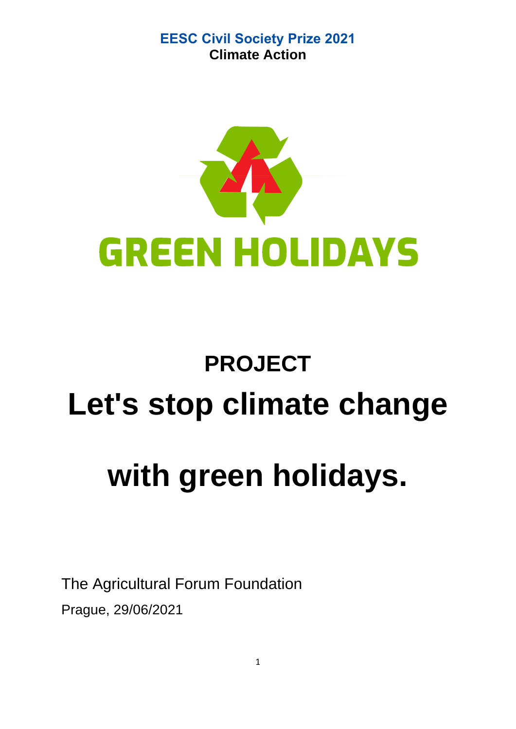**EESC Civil Society Prize 2021**
**Climate Action**

GREEN HOLIDAYS

# PROJECT

# Let's stop climate change with green holidays.

The Agricultural Forum Foundation

Prague, 29/06/2021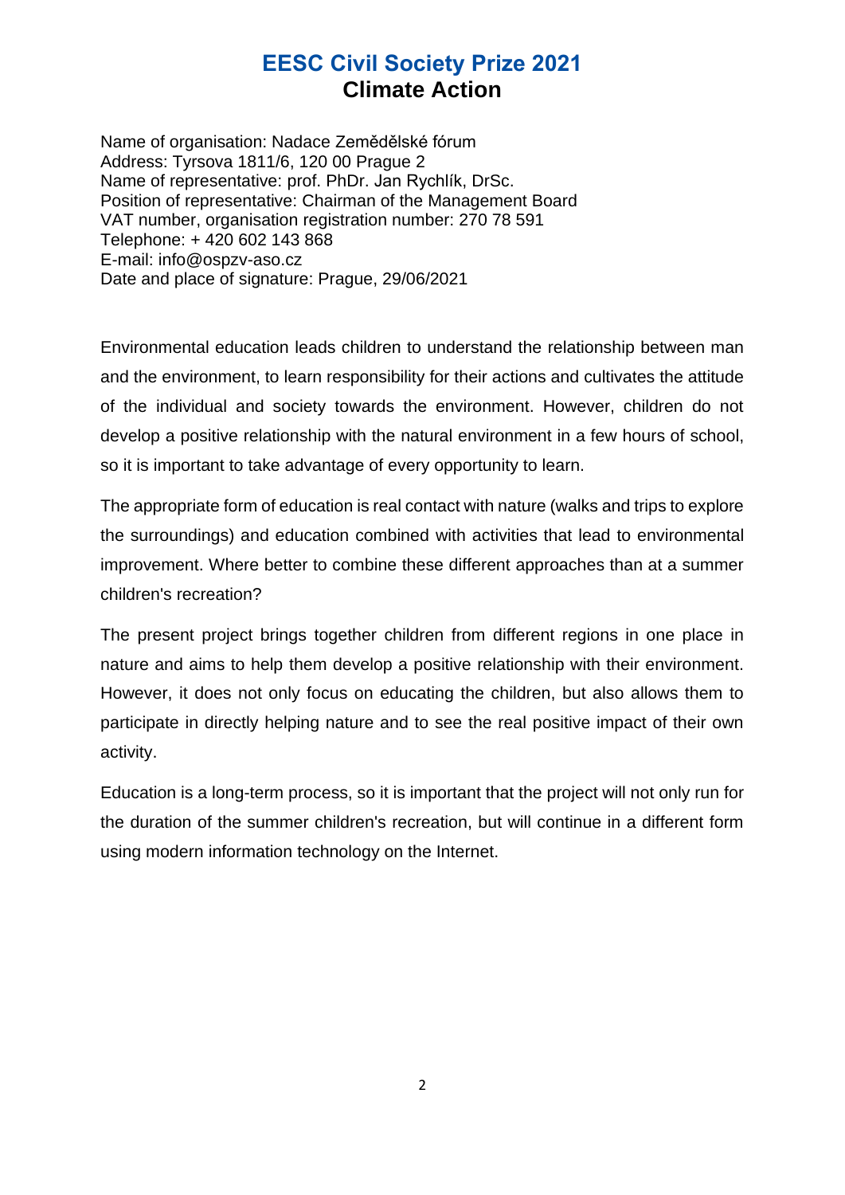# EESC Civil Society Prize 2021
## Climate Action

Name of organisation: Nadace Zemědělské fórum
Address: Tyrsova 1811/6, 120 00 Prague 2
Name of representative: prof. PhDr. Jan Rychlík, DrSc.
Position of representative: Chairman of the Management Board
VAT number, organisation registration number: 270 78 591
Telephone: + 420 602 143 868
E-mail: info@ospzv-aso.cz
Date and place of signature: Prague, 29/06/2021

Environmental education leads children to understand the relationship between man and the environment, to learn responsibility for their actions and cultivates the attitude of the individual and society towards the environment. However, children do not develop a positive relationship with the natural environment in a few hours of school, so it is important to take advantage of every opportunity to learn.

The appropriate form of education is real contact with nature (walks and trips to explore the surroundings) and education combined with activities that lead to environmental improvement. Where better to combine these different approaches than at a summer children's recreation?

The present project brings together children from different regions in one place in nature and aims to help them develop a positive relationship with their environment. However, it does not only focus on educating the children, but also allows them to participate in directly helping nature and to see the real positive impact of their own activity.

Education is a long-term process, so it is important that the project will not only run for the duration of the summer children's recreation, but will continue in a different form using modern information technology on the Internet.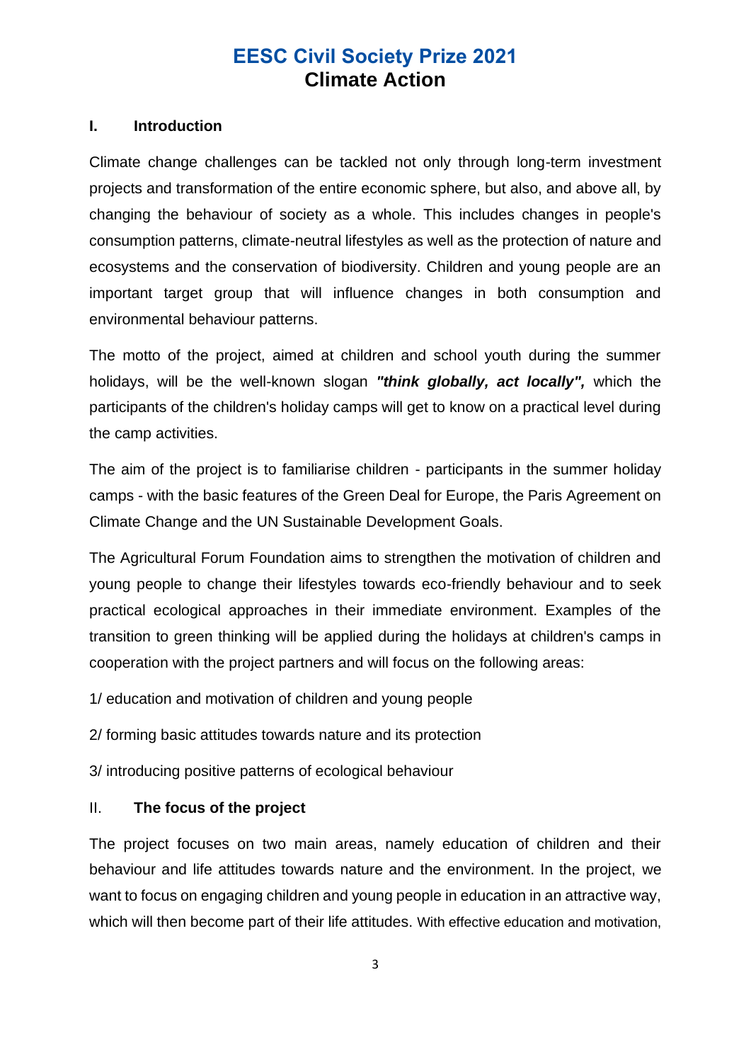# EESC Civil Society Prize 2021
## Climate Action

### I. Introduction

Climate change challenges can be tackled not only through long-term investment projects and transformation of the entire economic sphere, but also, and above all, by changing the behaviour of society as a whole. This includes changes in people's consumption patterns, climate-neutral lifestyles as well as the protection of nature and ecosystems and the conservation of biodiversity. Children and young people are an important target group that will influence changes in both consumption and environmental behaviour patterns.

The motto of the project, aimed at children and school youth during the summer holidays, will be the well-known slogan ***"think globally, act locally",*** which the participants of the children's holiday camps will get to know on a practical level during the camp activities.

The aim of the project is to familiarise children - participants in the summer holiday camps - with the basic features of the Green Deal for Europe, the Paris Agreement on Climate Change and the UN Sustainable Development Goals.

The Agricultural Forum Foundation aims to strengthen the motivation of children and young people to change their lifestyles towards eco-friendly behaviour and to seek practical ecological approaches in their immediate environment. Examples of the transition to green thinking will be applied during the holidays at children's camps in cooperation with the project partners and will focus on the following areas:

1/ education and motivation of children and young people

2/ forming basic attitudes towards nature and its protection

3/ introducing positive patterns of ecological behaviour

### II. The focus of the project

The project focuses on two main areas, namely education of children and their behaviour and life attitudes towards nature and the environment. In the project, we want to focus on engaging children and young people in education in an attractive way, which will then become part of their life attitudes. With effective education and motivation,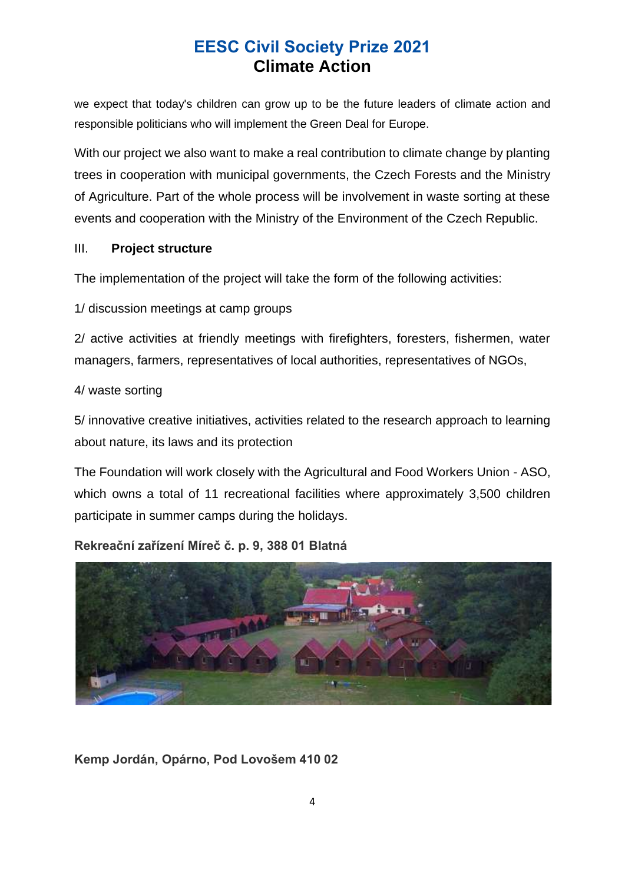we expect that today's children can grow up to be the future leaders of climate action and responsible politicians who will implement the Green Deal for Europe.

With our project we also want to make a real contribution to climate change by planting trees in cooperation with municipal governments, the Czech Forests and the Ministry of Agriculture. Part of the whole process will be involvement in waste sorting at these events and cooperation with the Ministry of the Environment of the Czech Republic.

## III. Project structure

The implementation of the project will take the form of the following activities:

1/ discussion meetings at camp groups

2/ active activities at friendly meetings with firefighters, foresters, fishermen, water managers, farmers, representatives of local authorities, representatives of NGOs,

4/ waste sorting

5/ innovative creative initiatives, activities related to the research approach to learning about nature, its laws and its protection

The Foundation will work closely with the Agricultural and Food Workers Union - ASO, which owns a total of 11 recreational facilities where approximately 3,500 children participate in summer camps during the holidays.

**Rekreační zařízení Míreč č. p. 9, 388 01 Blatná**

**Kemp Jordán, Opárno, Pod Lovošem 410 02**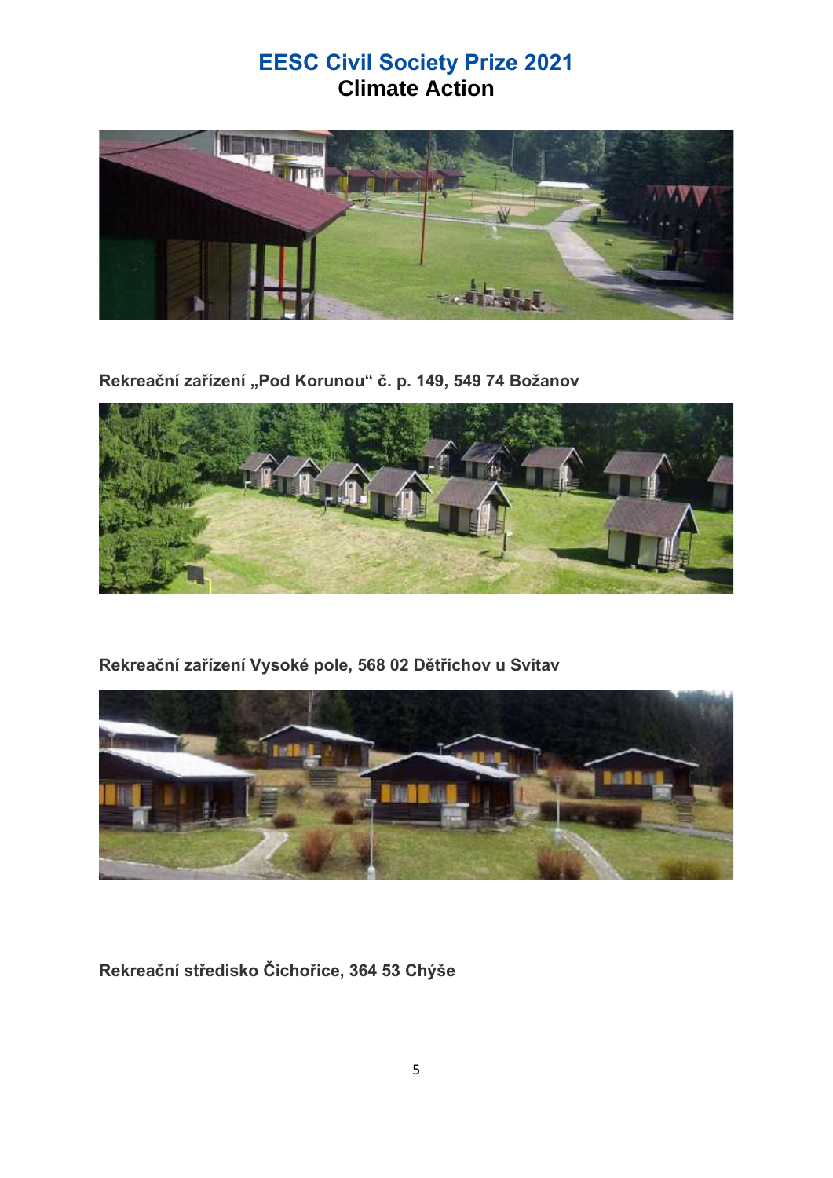# EESC Civil Society Prize 2021
## Climate Action

**Rekreační zařízení „Pod Korunou" č. p. 149, 549 74 Božanov**

**Rekreační zařízení Vysoké pole, 568 02 Dětřichov u Svitav**

**Rekreační středisko Čichořice, 364 53 Chýše**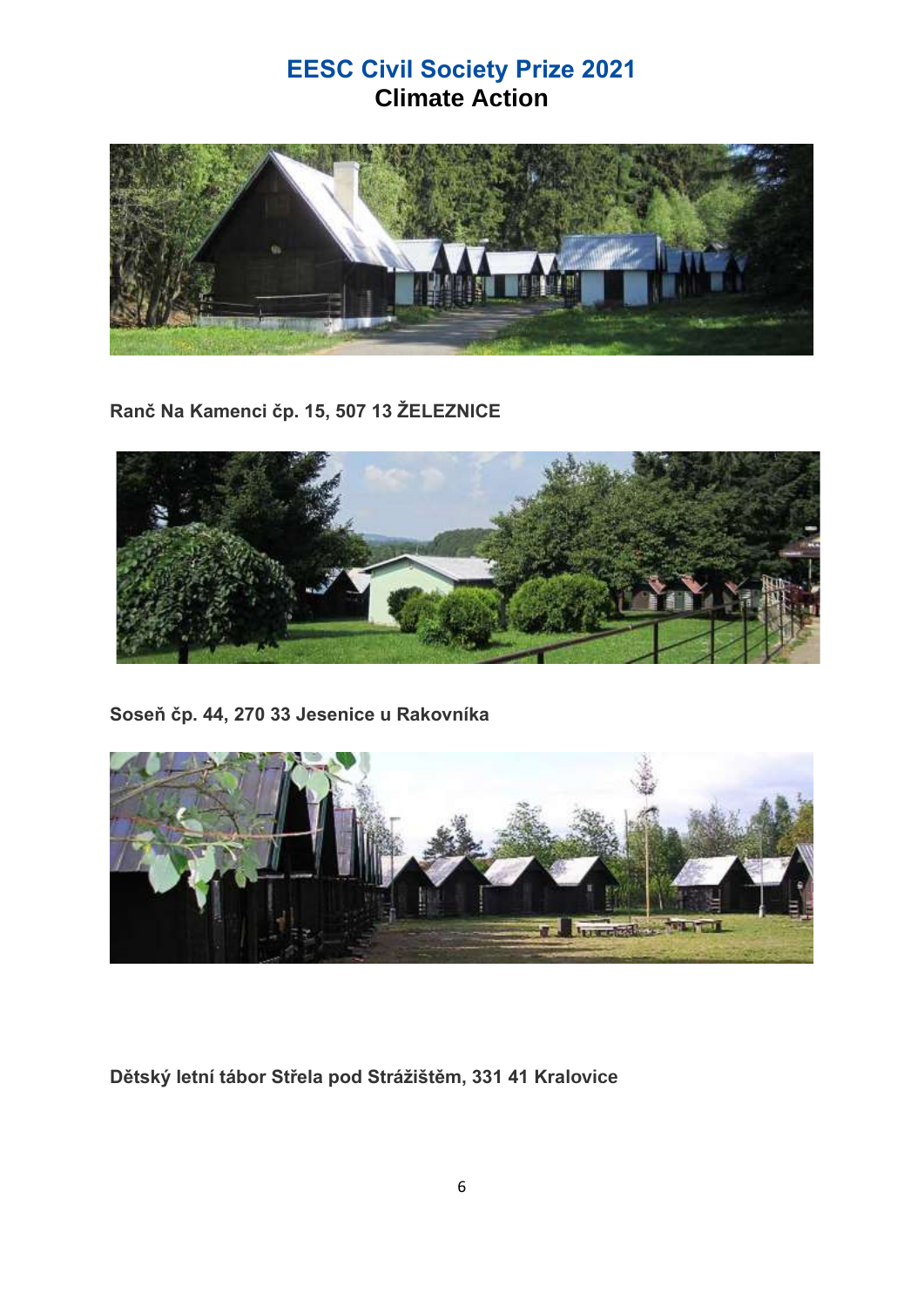# EESC Civil Society Prize 2021
## Climate Action

**Ranč Na Kamenci čp. 15, 507 13 ŽELEZNICE**

**Soseň čp. 44, 270 33 Jesenice u Rakovníka**

**Dětský letní tábor Střela pod Strážištěm, 331 41 Kralovice**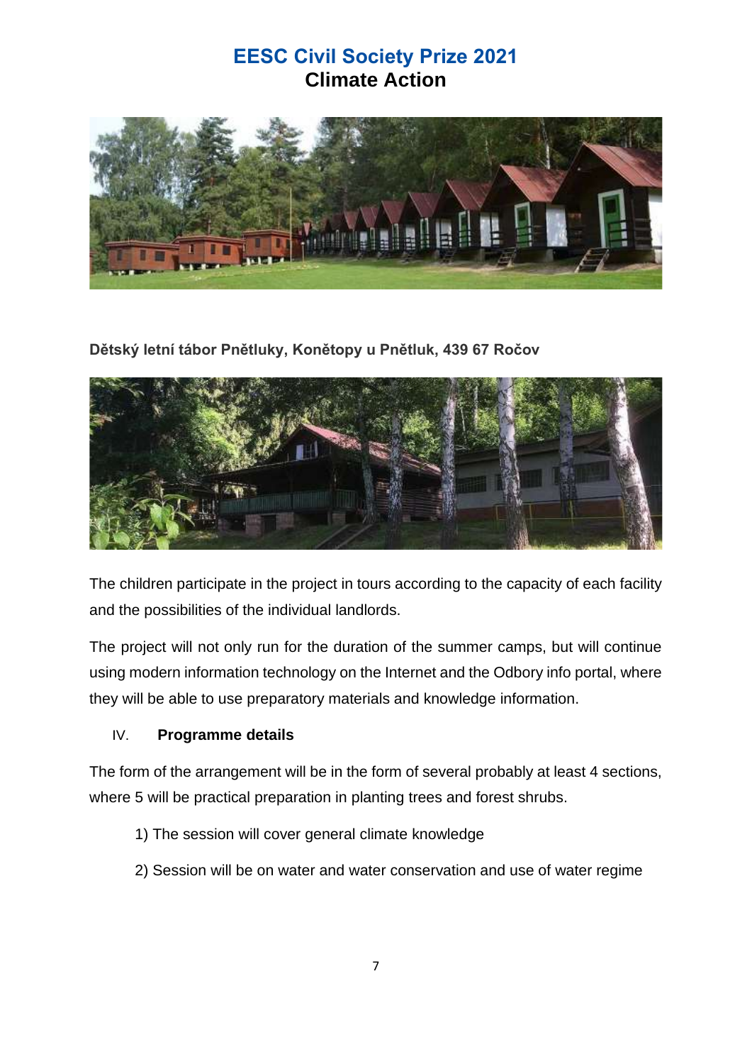# EESC Civil Society Prize 2021

## Climate Action

**Dětský letní tábor Pnětluky, Konětopy u Pnětluk, 439 67 Ročov**

The children participate in the project in tours according to the capacity of each facility and the possibilities of the individual landlords.

The project will not only run for the duration of the summer camps, but will continue using modern information technology on the Internet and the Odbory info portal, where they will be able to use preparatory materials and knowledge information.

## IV. Programme details

The form of the arrangement will be in the form of several probably at least 4 sections, where 5 will be practical preparation in planting trees and forest shrubs.

1) The session will cover general climate knowledge
2) Session will be on water and water conservation and use of water regime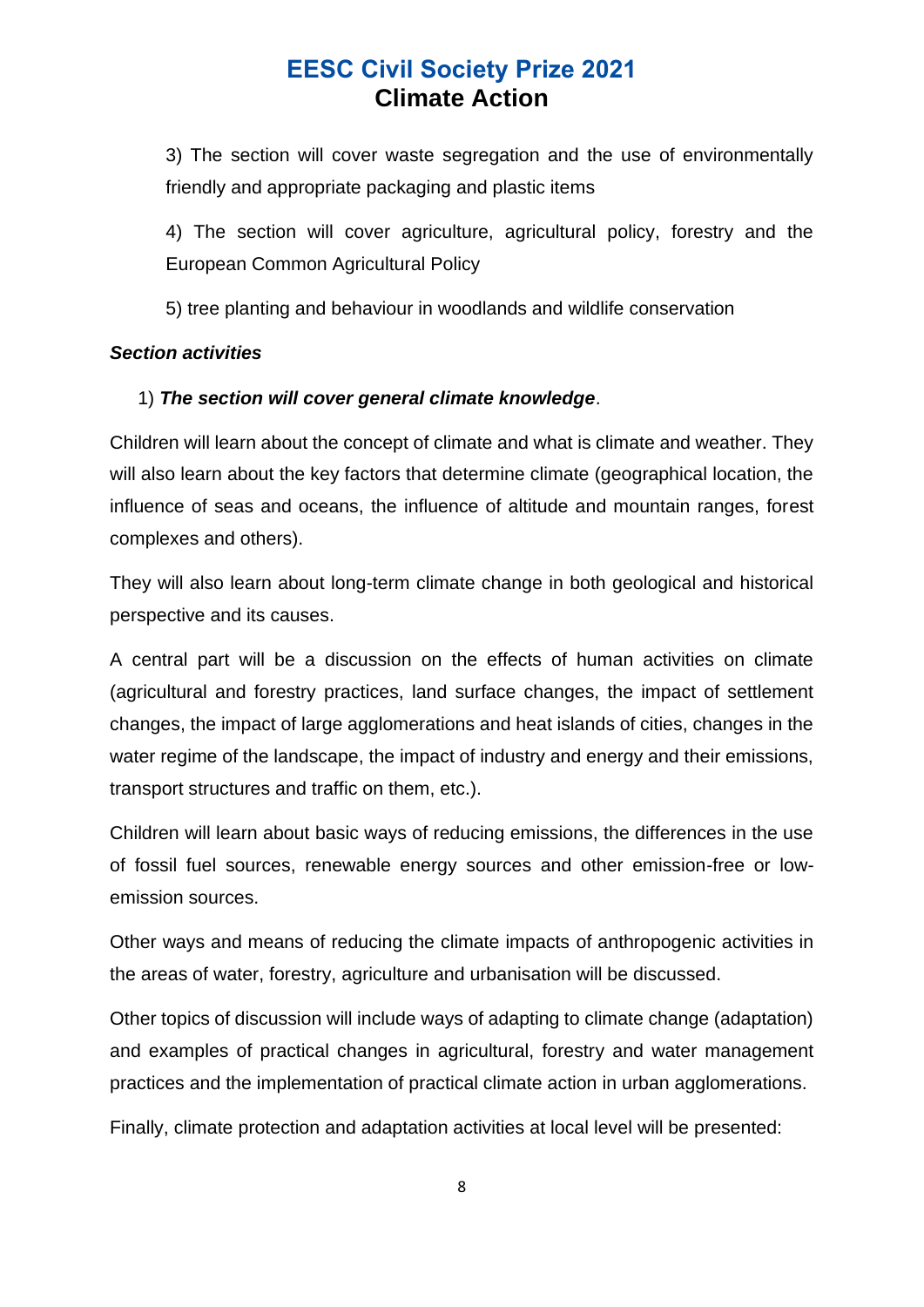3) The section will cover waste segregation and the use of environmentally friendly and appropriate packaging and plastic items

4) The section will cover agriculture, agricultural policy, forestry and the European Common Agricultural Policy

5) tree planting and behaviour in woodlands and wildlife conservation

***Section activities***

1) ***The section will cover general climate knowledge***.

Children will learn about the concept of climate and what is climate and weather. They will also learn about the key factors that determine climate (geographical location, the influence of seas and oceans, the influence of altitude and mountain ranges, forest complexes and others).

They will also learn about long-term climate change in both geological and historical perspective and its causes.

A central part will be a discussion on the effects of human activities on climate (agricultural and forestry practices, land surface changes, the impact of settlement changes, the impact of large agglomerations and heat islands of cities, changes in the water regime of the landscape, the impact of industry and energy and their emissions, transport structures and traffic on them, etc.).

Children will learn about basic ways of reducing emissions, the differences in the use of fossil fuel sources, renewable energy sources and other emission-free or low-emission sources.

Other ways and means of reducing the climate impacts of anthropogenic activities in the areas of water, forestry, agriculture and urbanisation will be discussed.

Other topics of discussion will include ways of adapting to climate change (adaptation) and examples of practical changes in agricultural, forestry and water management practices and the implementation of practical climate action in urban agglomerations.

Finally, climate protection and adaptation activities at local level will be presented: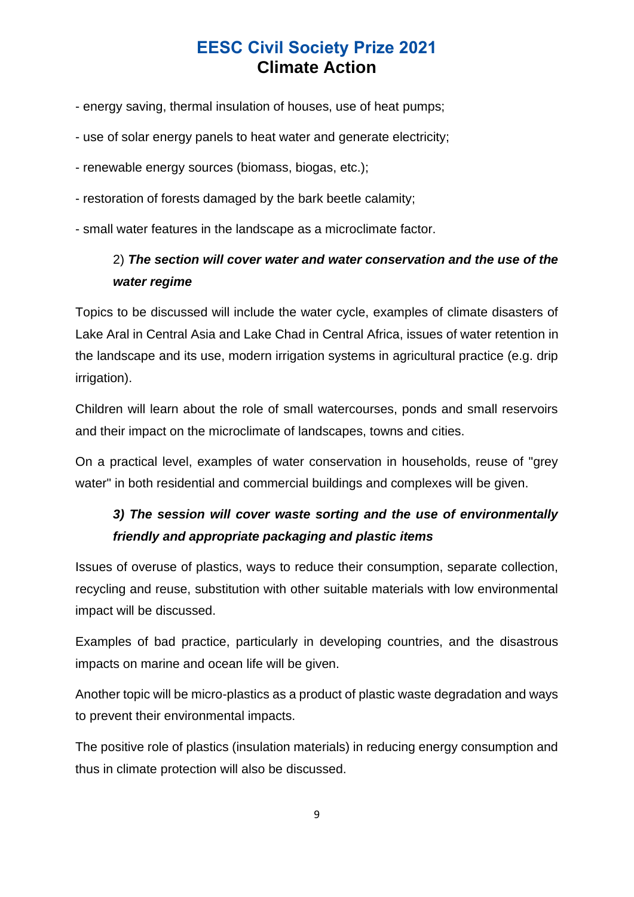- energy saving, thermal insulation of houses, use of heat pumps;

- use of solar energy panels to heat water and generate electricity;

- renewable energy sources (biomass, biogas, etc.);

- restoration of forests damaged by the bark beetle calamity;

- small water features in the landscape as a microclimate factor.

2) ***The section will cover water and water conservation and the use of the water regime***

Topics to be discussed will include the water cycle, examples of climate disasters of Lake Aral in Central Asia and Lake Chad in Central Africa, issues of water retention in the landscape and its use, modern irrigation systems in agricultural practice (e.g. drip irrigation).

Children will learn about the role of small watercourses, ponds and small reservoirs and their impact on the microclimate of landscapes, towns and cities.

On a practical level, examples of water conservation in households, reuse of "grey water" in both residential and commercial buildings and complexes will be given.

***3) The session will cover waste sorting and the use of environmentally friendly and appropriate packaging and plastic items***

Issues of overuse of plastics, ways to reduce their consumption, separate collection, recycling and reuse, substitution with other suitable materials with low environmental impact will be discussed.

Examples of bad practice, particularly in developing countries, and the disastrous impacts on marine and ocean life will be given.

Another topic will be micro-plastics as a product of plastic waste degradation and ways to prevent their environmental impacts.

The positive role of plastics (insulation materials) in reducing energy consumption and thus in climate protection will also be discussed.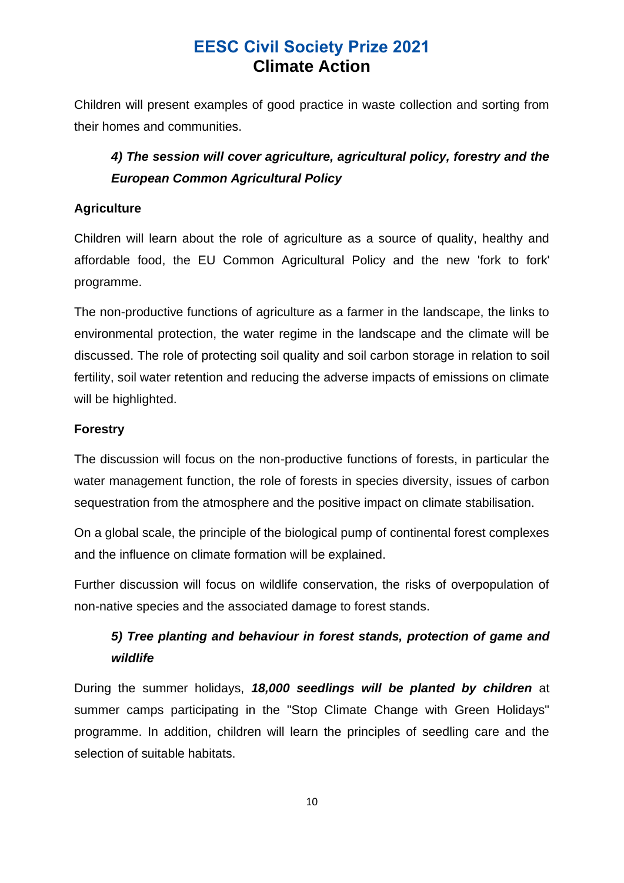Children will present examples of good practice in waste collection and sorting from their homes and communities.

***4) The session will cover agriculture, agricultural policy, forestry and the European Common Agricultural Policy***

**Agriculture**

Children will learn about the role of agriculture as a source of quality, healthy and affordable food, the EU Common Agricultural Policy and the new 'fork to fork' programme.

The non-productive functions of agriculture as a farmer in the landscape, the links to environmental protection, the water regime in the landscape and the climate will be discussed. The role of protecting soil quality and soil carbon storage in relation to soil fertility, soil water retention and reducing the adverse impacts of emissions on climate will be highlighted.

**Forestry**

The discussion will focus on the non-productive functions of forests, in particular the water management function, the role of forests in species diversity, issues of carbon sequestration from the atmosphere and the positive impact on climate stabilisation.

On a global scale, the principle of the biological pump of continental forest complexes and the influence on climate formation will be explained.

Further discussion will focus on wildlife conservation, the risks of overpopulation of non-native species and the associated damage to forest stands.

***5) Tree planting and behaviour in forest stands, protection of game and wildlife***

During the summer holidays, ***18,000 seedlings will be planted by children*** at summer camps participating in the "Stop Climate Change with Green Holidays" programme. In addition, children will learn the principles of seedling care and the selection of suitable habitats.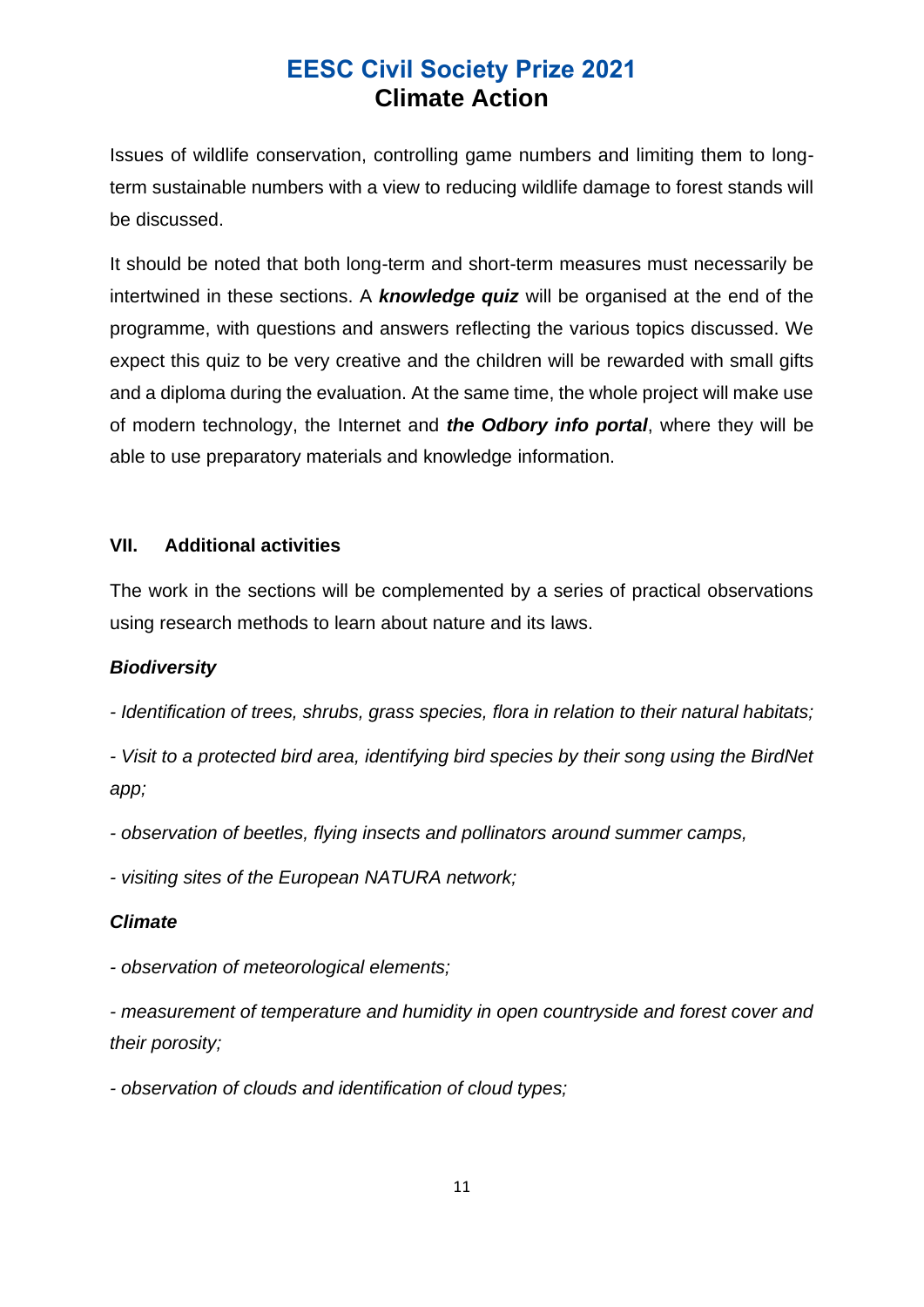Issues of wildlife conservation, controlling game numbers and limiting them to long-term sustainable numbers with a view to reducing wildlife damage to forest stands will be discussed.

It should be noted that both long-term and short-term measures must necessarily be intertwined in these sections. A ***knowledge quiz*** will be organised at the end of the programme, with questions and answers reflecting the various topics discussed. We expect this quiz to be very creative and the children will be rewarded with small gifts and a diploma during the evaluation. At the same time, the whole project will make use of modern technology, the Internet and ***the Odbory info portal***, where they will be able to use preparatory materials and knowledge information.

## VII. Additional activities

The work in the sections will be complemented by a series of practical observations using research methods to learn about nature and its laws.

***Biodiversity***

*- Identification of trees, shrubs, grass species, flora in relation to their natural habitats;*

*- Visit to a protected bird area, identifying bird species by their song using the BirdNet app;*

*- observation of beetles, flying insects and pollinators around summer camps,*

*- visiting sites of the European NATURA network;*

***Climate***

*- observation of meteorological elements;*

*- measurement of temperature and humidity in open countryside and forest cover and their porosity;*

*- observation of clouds and identification of cloud types;*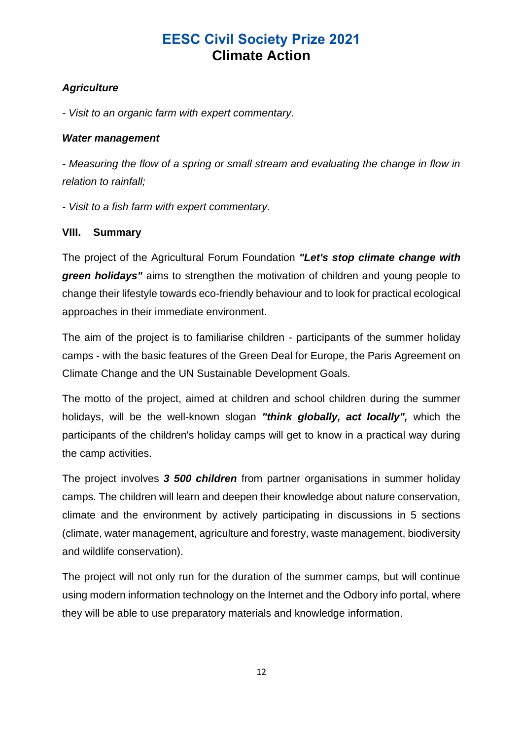***Agriculture***

*- Visit to an organic farm with expert commentary.*

***Water management***

*- Measuring the flow of a spring or small stream and evaluating the change in flow in relation to rainfall;*

*- Visit to a fish farm with expert commentary.*

## VIII. Summary

The project of the Agricultural Forum Foundation ***"Let's stop climate change with green holidays"*** aims to strengthen the motivation of children and young people to change their lifestyle towards eco-friendly behaviour and to look for practical ecological approaches in their immediate environment.

The aim of the project is to familiarise children - participants of the summer holiday camps - with the basic features of the Green Deal for Europe, the Paris Agreement on Climate Change and the UN Sustainable Development Goals.

The motto of the project, aimed at children and school children during the summer holidays, will be the well-known slogan ***"think globally, act locally",*** which the participants of the children's holiday camps will get to know in a practical way during the camp activities.

The project involves ***3 500 children*** from partner organisations in summer holiday camps. The children will learn and deepen their knowledge about nature conservation, climate and the environment by actively participating in discussions in 5 sections (climate, water management, agriculture and forestry, waste management, biodiversity and wildlife conservation).

The project will not only run for the duration of the summer camps, but will continue using modern information technology on the Internet and the Odbory info portal, where they will be able to use preparatory materials and knowledge information.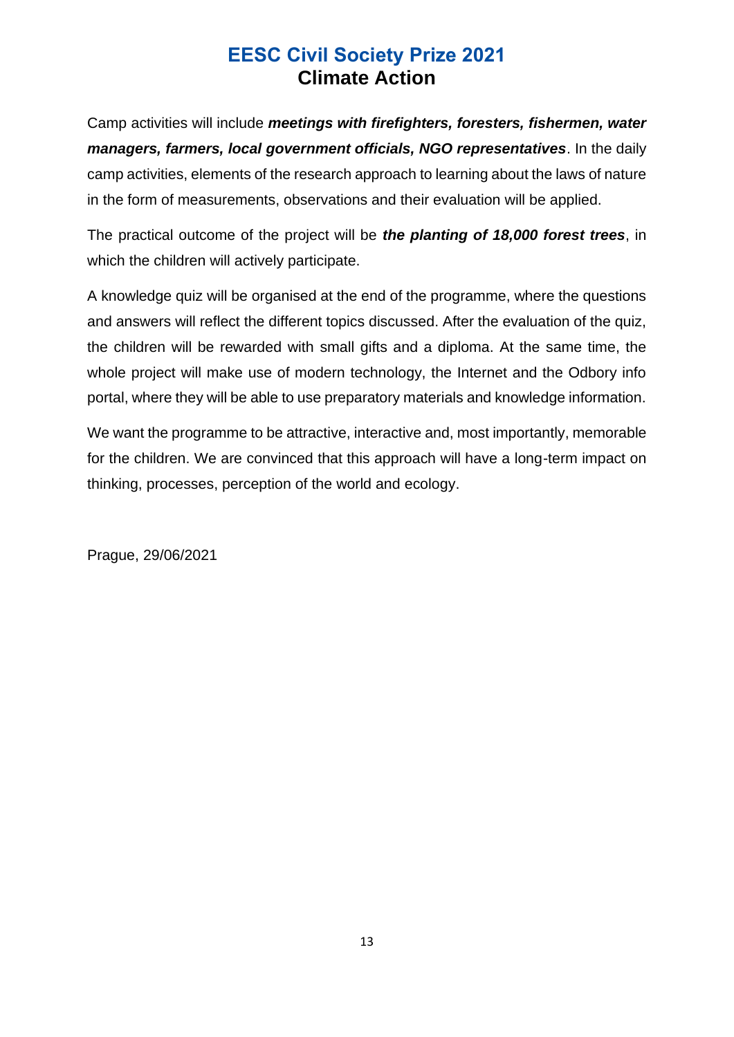Camp activities will include ***meetings with firefighters, foresters, fishermen, water managers, farmers, local government officials, NGO representatives***. In the daily camp activities, elements of the research approach to learning about the laws of nature in the form of measurements, observations and their evaluation will be applied.

The practical outcome of the project will be ***the planting of 18,000 forest trees***, in which the children will actively participate.

A knowledge quiz will be organised at the end of the programme, where the questions and answers will reflect the different topics discussed. After the evaluation of the quiz, the children will be rewarded with small gifts and a diploma. At the same time, the whole project will make use of modern technology, the Internet and the Odbory info portal, where they will be able to use preparatory materials and knowledge information.

We want the programme to be attractive, interactive and, most importantly, memorable for the children. We are convinced that this approach will have a long-term impact on thinking, processes, perception of the world and ecology.

Prague, 29/06/2021